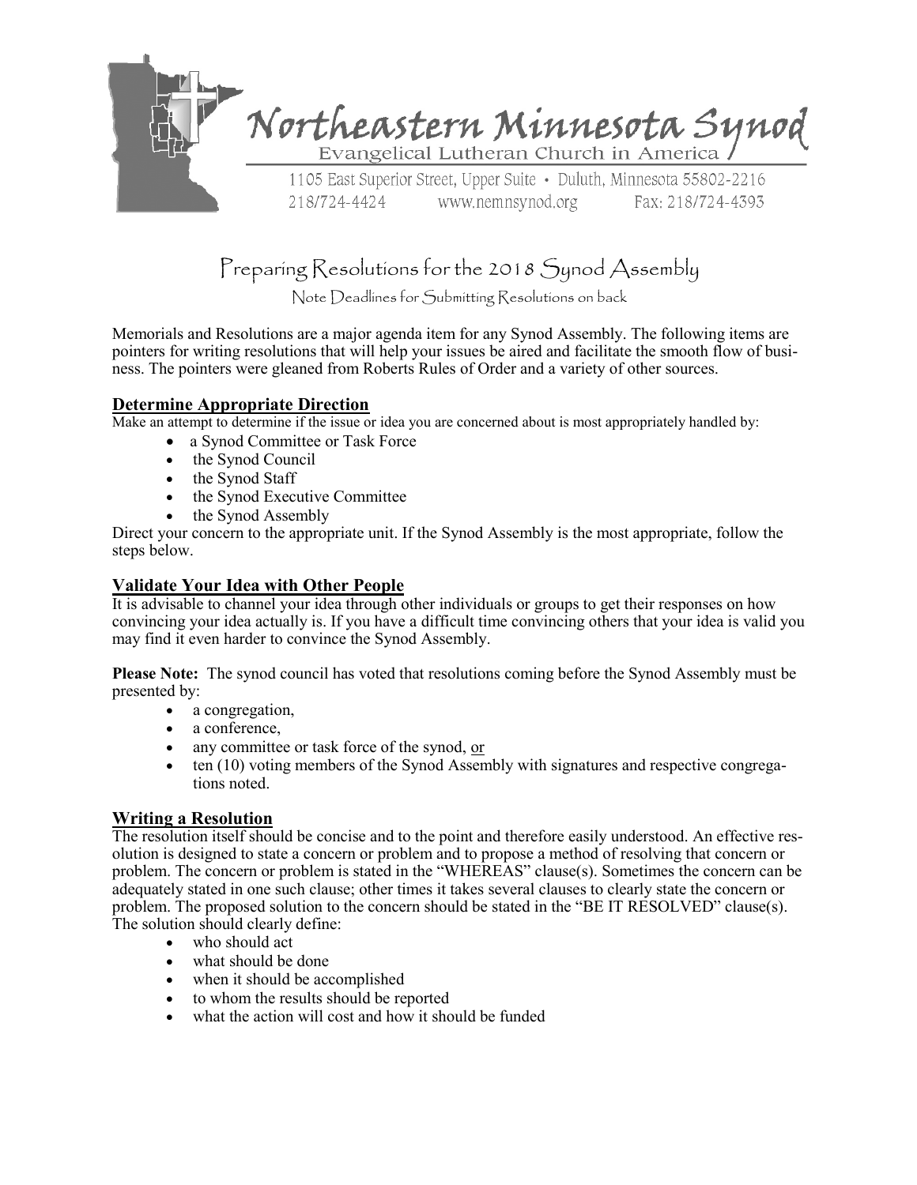# Northeastern Minnesota Synod

Evangelical Lutheran Church in America

1105 East Superior Street, Upper Suite • Duluth, Minnesota 55802-2216
218/724-4424 www.nemnsynod.org Fax: 218/724-4393

## Preparing Resolutions for the 2018 Synod Assembly

Note Deadlines for Submitting Resolutions on back

Memorials and Resolutions are a major agenda item for any Synod Assembly. The following items are pointers for writing resolutions that will help your issues be aired and facilitate the smooth flow of business. The pointers were gleaned from Roberts Rules of Order and a variety of other sources.

### Determine Appropriate Direction

Make an attempt to determine if the issue or idea you are concerned about is most appropriately handled by:

- a Synod Committee or Task Force
- the Synod Council
- the Synod Staff
- the Synod Executive Committee
- the Synod Assembly

Direct your concern to the appropriate unit. If the Synod Assembly is the most appropriate, follow the steps below.

### Validate Your Idea with Other People

It is advisable to channel your idea through other individuals or groups to get their responses on how convincing your idea actually is. If you have a difficult time convincing others that your idea is valid you may find it even harder to convince the Synod Assembly.

**Please Note:** The synod council has voted that resolutions coming before the Synod Assembly must be presented by:

- a congregation,
- a conference,
- any committee or task force of the synod, or
- ten (10) voting members of the Synod Assembly with signatures and respective congregations noted.

### Writing a Resolution

The resolution itself should be concise and to the point and therefore easily understood. An effective resolution is designed to state a concern or problem and to propose a method of resolving that concern or problem. The concern or problem is stated in the "WHEREAS" clause(s). Sometimes the concern can be adequately stated in one such clause; other times it takes several clauses to clearly state the concern or problem. The proposed solution to the concern should be stated in the "BE IT RESOLVED" clause(s). The solution should clearly define:

- who should act
- what should be done
- when it should be accomplished
- to whom the results should be reported
- what the action will cost and how it should be funded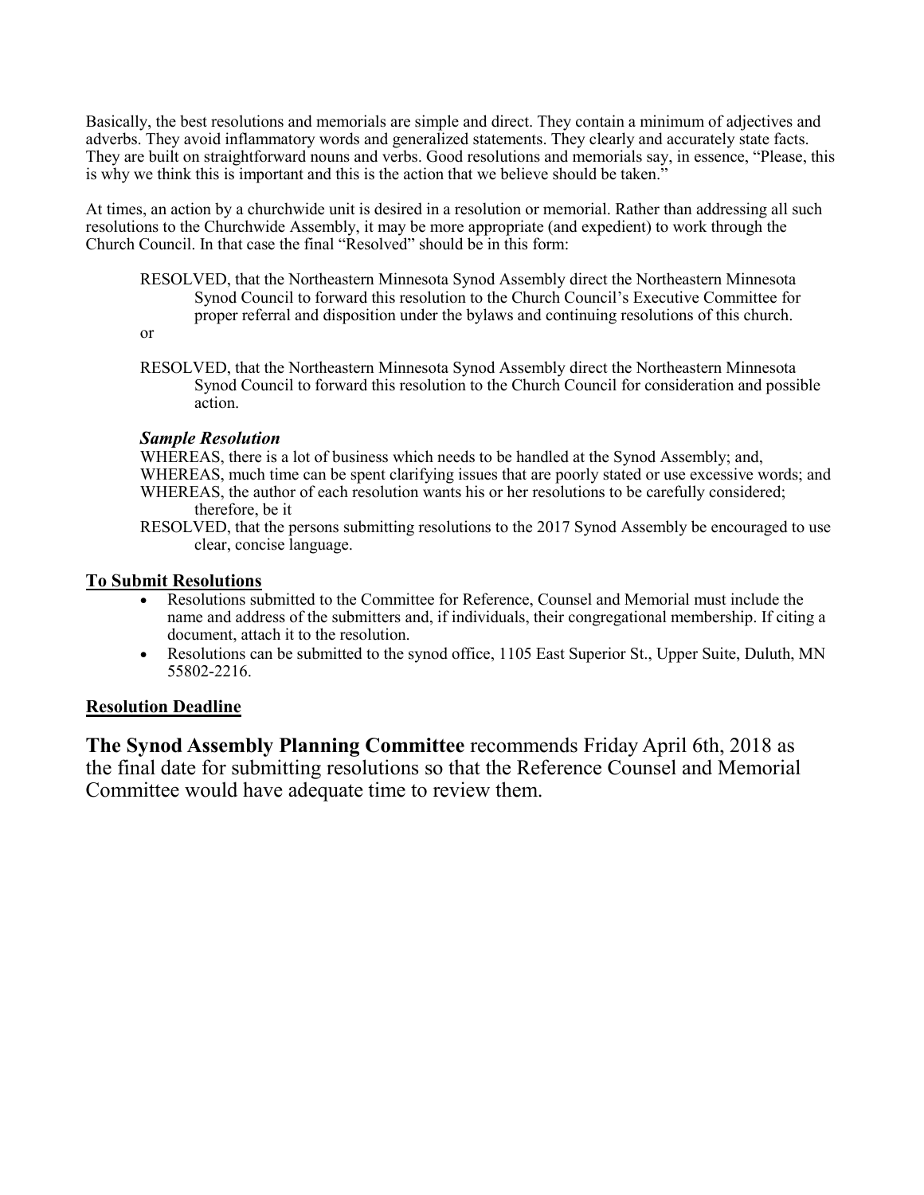Basically, the best resolutions and memorials are simple and direct. They contain a minimum of adjectives and adverbs. They avoid inflammatory words and generalized statements. They clearly and accurately state facts. They are built on straightforward nouns and verbs. Good resolutions and memorials say, in essence, "Please, this is why we think this is important and this is the action that we believe should be taken."

At times, an action by a churchwide unit is desired in a resolution or memorial. Rather than addressing all such resolutions to the Churchwide Assembly, it may be more appropriate (and expedient) to work through the Church Council. In that case the final "Resolved" should be in this form:

> RESOLVED, that the Northeastern Minnesota Synod Assembly direct the Northeastern Minnesota Synod Council to forward this resolution to the Church Council's Executive Committee for proper referral and disposition under the bylaws and continuing resolutions of this church.

or

> RESOLVED, that the Northeastern Minnesota Synod Assembly direct the Northeastern Minnesota Synod Council to forward this resolution to the Church Council for consideration and possible action.

***Sample Resolution***

WHEREAS, there is a lot of business which needs to be handled at the Synod Assembly; and,
WHEREAS, much time can be spent clarifying issues that are poorly stated or use excessive words; and
WHEREAS, the author of each resolution wants his or her resolutions to be carefully considered; therefore, be it
RESOLVED, that the persons submitting resolutions to the 2017 Synod Assembly be encouraged to use clear, concise language.

**To Submit Resolutions**

- Resolutions submitted to the Committee for Reference, Counsel and Memorial must include the name and address of the submitters and, if individuals, their congregational membership. If citing a document, attach it to the resolution.
- Resolutions can be submitted to the synod office, 1105 East Superior St., Upper Suite, Duluth, MN 55802-2216.

**Resolution Deadline**

**The Synod Assembly Planning Committee** recommends Friday April 6th, 2018 as the final date for submitting resolutions so that the Reference Counsel and Memorial Committee would have adequate time to review them.